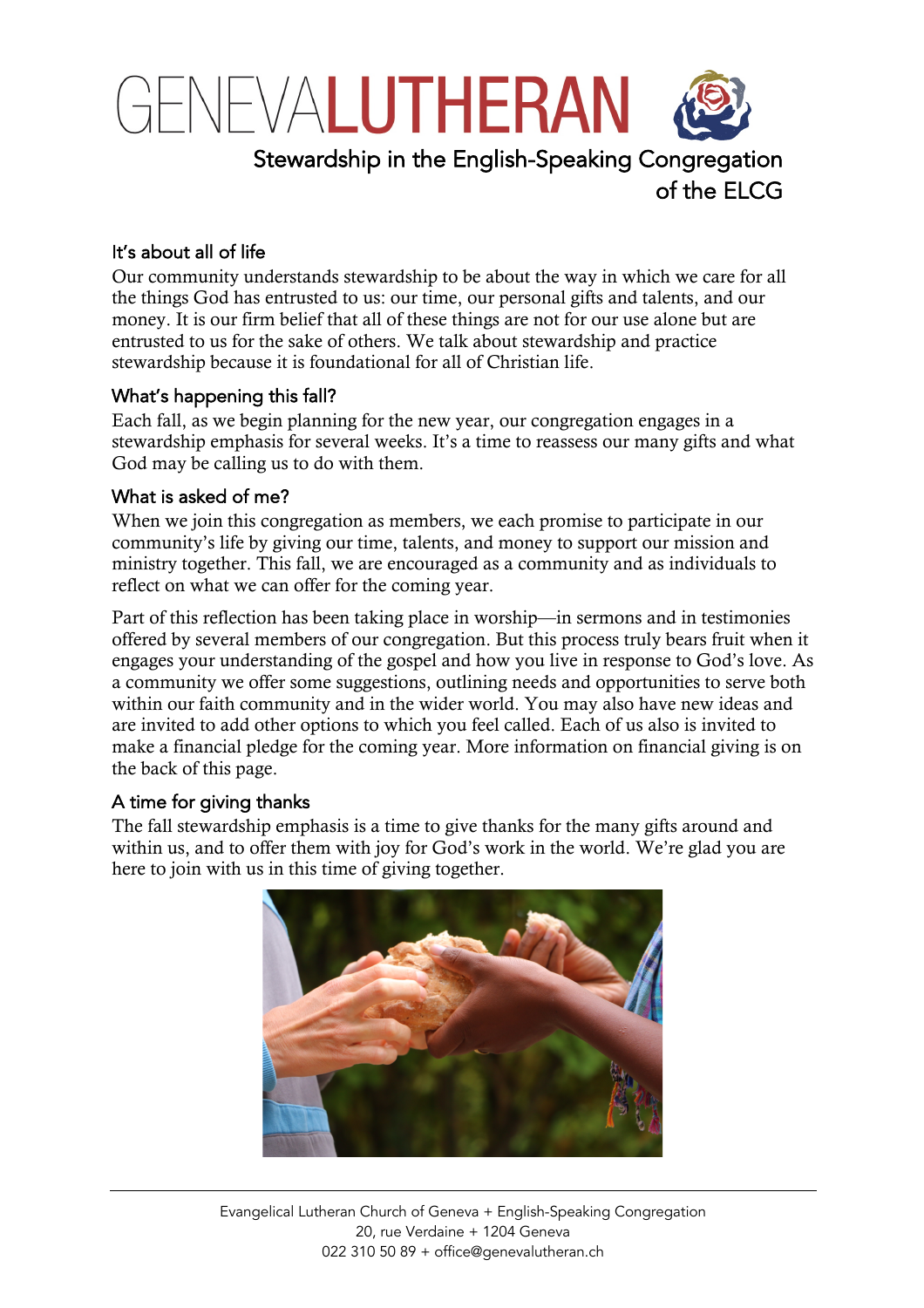# GENEVALUTHERAN

## Stewardship in the English-Speaking Congregation of the ELCG

### It's about all of life

Our community understands stewardship to be about the way in which we care for all the things God has entrusted to us: our time, our personal gifts and talents, and our money. It is our firm belief that all of these things are not for our use alone but are entrusted to us for the sake of others. We talk about stewardship and practice stewardship because it is foundational for all of Christian life.

### What's happening this fall?

Each fall, as we begin planning for the new year, our congregation engages in a stewardship emphasis for several weeks. It's a time to reassess our many gifts and what God may be calling us to do with them.

### What is asked of me?

When we join this congregation as members, we each promise to participate in our community's life by giving our time, talents, and money to support our mission and ministry together. This fall, we are encouraged as a community and as individuals to reflect on what we can offer for the coming year.

Part of this reflection has been taking place in worship—in sermons and in testimonies offered by several members of our congregation. But this process truly bears fruit when it engages your understanding of the gospel and how you live in response to God's love. As a community we offer some suggestions, outlining needs and opportunities to serve both within our faith community and in the wider world. You may also have new ideas and are invited to add other options to which you feel called. Each of us also is invited to make a financial pledge for the coming year. More information on financial giving is on the back of this page.

### A time for giving thanks

The fall stewardship emphasis is a time to give thanks for the many gifts around and within us, and to offer them with joy for God's work in the world. We're glad you are here to join with us in this time of giving together.

Evangelical Lutheran Church of Geneva + English-Speaking Congregation
20, rue Verdaine + 1204 Geneva
022 310 50 89 + office@genevalutheran.ch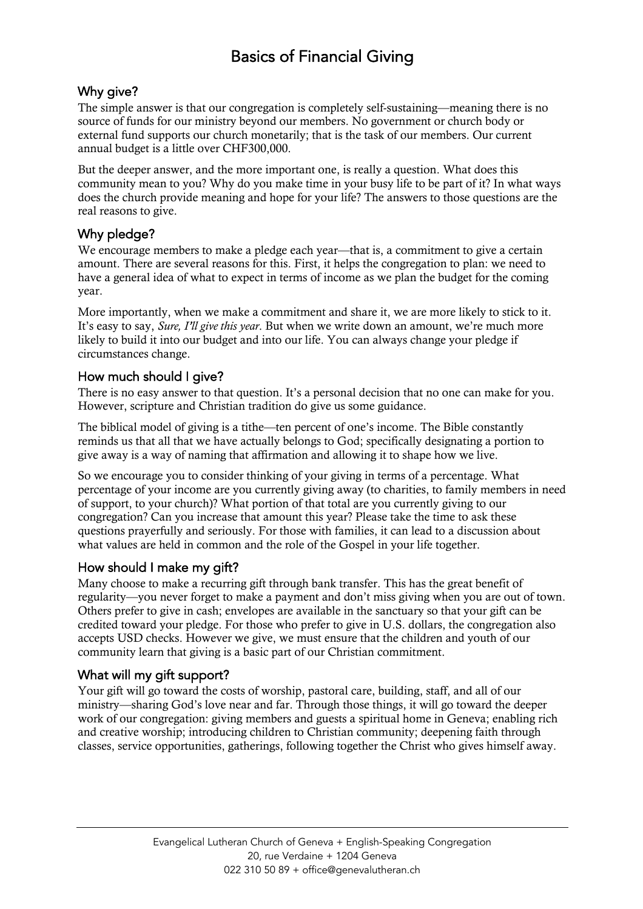# Basics of Financial Giving

## Why give?

The simple answer is that our congregation is completely self-sustaining—meaning there is no source of funds for our ministry beyond our members. No government or church body or external fund supports our church monetarily; that is the task of our members. Our current annual budget is a little over CHF300,000.

But the deeper answer, and the more important one, is really a question. What does this community mean to you? Why do you make time in your busy life to be part of it? In what ways does the church provide meaning and hope for your life? The answers to those questions are the real reasons to give.

## Why pledge?

We encourage members to make a pledge each year—that is, a commitment to give a certain amount. There are several reasons for this. First, it helps the congregation to plan: we need to have a general idea of what to expect in terms of income as we plan the budget for the coming year.

More importantly, when we make a commitment and share it, we are more likely to stick to it. It's easy to say, *Sure, I'll give this year*. But when we write down an amount, we're much more likely to build it into our budget and into our life. You can always change your pledge if circumstances change.

## How much should I give?

There is no easy answer to that question. It's a personal decision that no one can make for you. However, scripture and Christian tradition do give us some guidance.

The biblical model of giving is a tithe—ten percent of one's income. The Bible constantly reminds us that all that we have actually belongs to God; specifically designating a portion to give away is a way of naming that affirmation and allowing it to shape how we live.

So we encourage you to consider thinking of your giving in terms of a percentage. What percentage of your income are you currently giving away (to charities, to family members in need of support, to your church)? What portion of that total are you currently giving to our congregation? Can you increase that amount this year? Please take the time to ask these questions prayerfully and seriously. For those with families, it can lead to a discussion about what values are held in common and the role of the Gospel in your life together.

## How should I make my gift?

Many choose to make a recurring gift through bank transfer. This has the great benefit of regularity—you never forget to make a payment and don't miss giving when you are out of town. Others prefer to give in cash; envelopes are available in the sanctuary so that your gift can be credited toward your pledge. For those who prefer to give in U.S. dollars, the congregation also accepts USD checks. However we give, we must ensure that the children and youth of our community learn that giving is a basic part of our Christian commitment.

## What will my gift support?

Your gift will go toward the costs of worship, pastoral care, building, staff, and all of our ministry—sharing God's love near and far. Through those things, it will go toward the deeper work of our congregation: giving members and guests a spiritual home in Geneva; enabling rich and creative worship; introducing children to Christian community; deepening faith through classes, service opportunities, gatherings, following together the Christ who gives himself away.

Evangelical Lutheran Church of Geneva + English-Speaking Congregation
20, rue Verdaine + 1204 Geneva
022 310 50 89 + office@genevalutheran.ch